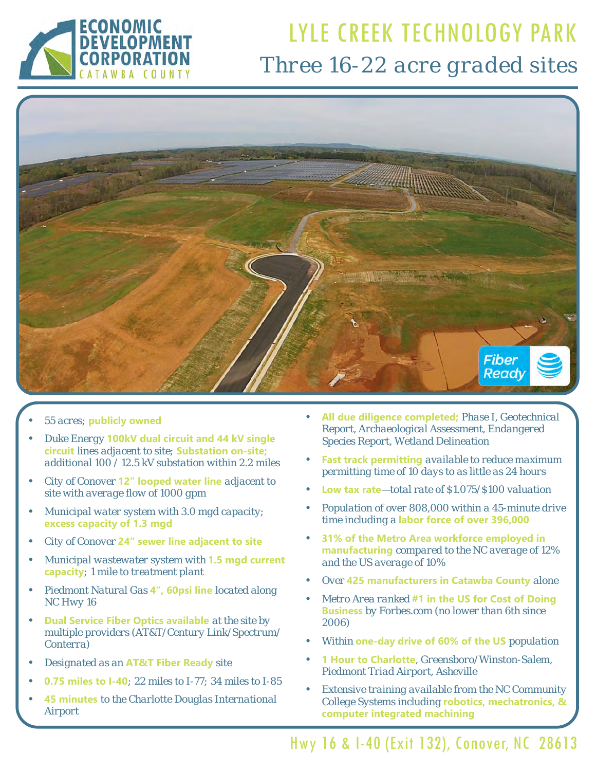ECONOMIC DEVELOPMENT CORPORATION
CATAWBA COUNTY

# LYLE CREEK TECHNOLOGY PARK

## Three 16-22 acre graded sites

Fiber Ready

- 55 acres; **publicly owned**
- Duke Energy **100kV dual circuit and 44 kV single circuit** lines adjacent to site; **Substation on-site;** additional 100 / 12.5 kV substation within 2.2 miles
- City of Conover **12" looped water line** adjacent to site with average flow of 1000 gpm
- Municipal water system with 3.0 mgd capacity; **excess capacity of 1.3 mgd**
- City of Conover **24" sewer line adjacent to site**
- Municipal wastewater system with **1.5 mgd current capacity**; 1 mile to treatment plant
- Piedmont Natural Gas **4", 60psi line** located along NC Hwy 16
- **Dual Service Fiber Optics available** at the site by multiple providers (AT&T/Century Link/Spectrum/ Conterra)
- Designated as an **AT&T Fiber Ready** site
- **0.75 miles to I-40**; 22 miles to I-77; 34 miles to I-85
- **45 minutes** to the Charlotte Douglas International Airport
- **All due diligence completed;** Phase I, Geotechnical Report, Archaeological Assessment, Endangered Species Report, Wetland Delineation
- **Fast track permitting** available to reduce maximum permitting time of 10 days to as little as 24 hours
- **Low tax rate**—total rate of $1.075/$100 valuation
- Population of over 808,000 within a 45-minute drive time including a **labor force of over 396,000**
- **31% of the Metro Area workforce employed in manufacturing** compared to the NC average of 12% and the US average of 10%
- Over **425 manufacturers in Catawba County** alone
- Metro Area ranked **#1 in the US for Cost of Doing Business** by Forbes.com (no lower than 6th since 2006)
- Within **one-day drive of 60% of the US** population
- **1 Hour to Charlotte**, Greensboro/Winston-Salem, Piedmont Triad Airport, Asheville
- Extensive training available from the NC Community College Systems including **robotics, mechatronics, & computer integrated machining**

Hwy 16 & I-40 (Exit 132), Conover, NC 28613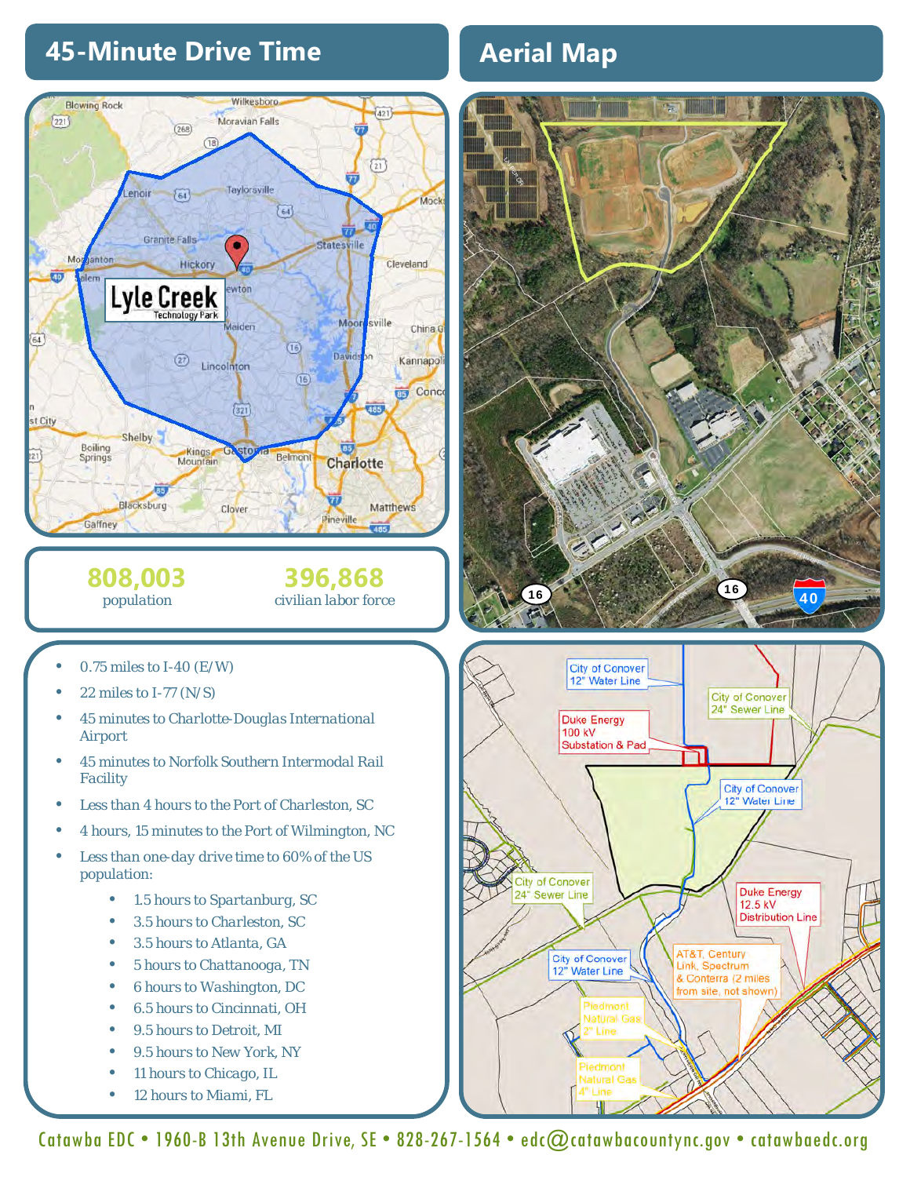## 45-Minute Drive Time

## Aerial Map

**808,003**
population

**396,868**
civilian labor force

- 0.75 miles to I-40 (E/W)
- 22 miles to I-77 (N/S)
- 45 minutes to Charlotte-Douglas International Airport
- 45 minutes to Norfolk Southern Intermodal Rail Facility
- Less than 4 hours to the Port of Charleston, SC
- 4 hours, 15 minutes to the Port of Wilmington, NC
- Less than one-day drive time to 60% of the US population:
  - 1.5 hours to Spartanburg, SC
  - 3.5 hours to Charleston, SC
  - 3.5 hours to Atlanta, GA
  - 5 hours to Chattanooga, TN
  - 6 hours to Washington, DC
  - 6.5 hours to Cincinnati, OH
  - 9.5 hours to Detroit, MI
  - 9.5 hours to New York, NY
  - 11 hours to Chicago, IL
  - 12 hours to Miami, FL

Catawba EDC • 1960-B 13th Avenue Drive, SE • 828-267-1564 • edc@catawbacountync.gov • catawbaedc.org